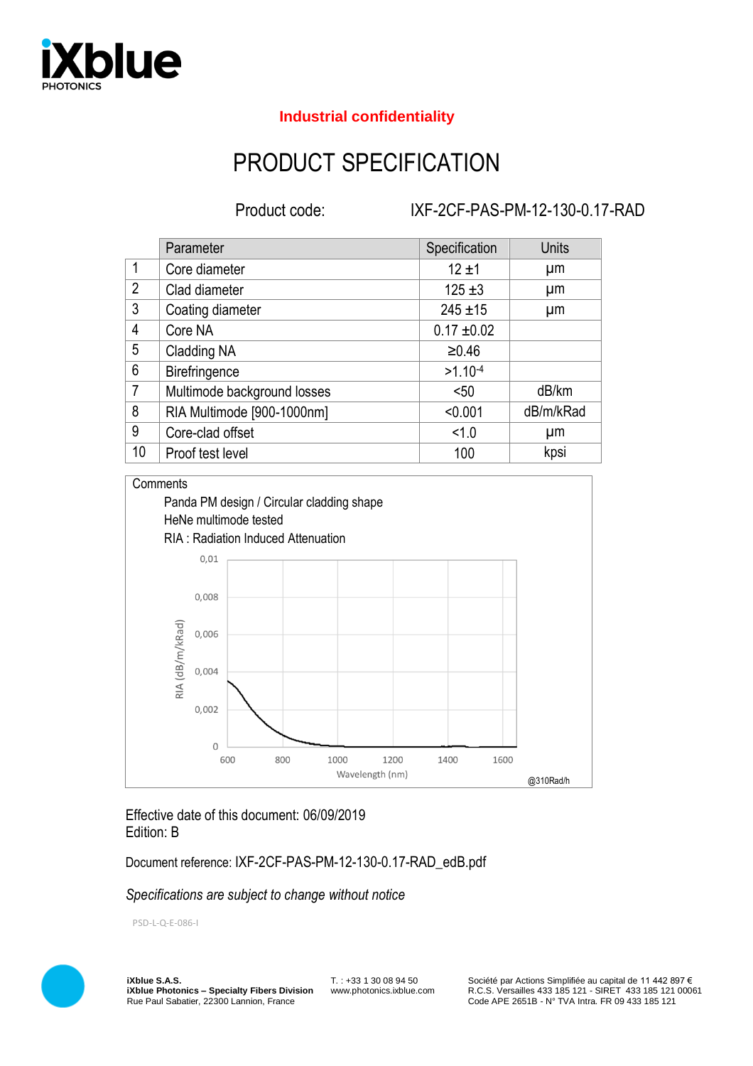iXblue PHOTONICS

**Industrial confidentiality**

# PRODUCT SPECIFICATION

Product code: IXF-2CF-PAS-PM-12-130-0.17-RAD

| | Parameter | Specification | Units |
|---|---|---|---|
| 1 | Core diameter | 12 ±1 | µm |
| 2 | Clad diameter | 125 ±3 | µm |
| 3 | Coating diameter | 245 ±15 | µm |
| 4 | Core NA | 0.17 ±0.02 | |
| 5 | Cladding NA | ≥0.46 | |
| 6 | Birefringence | $>1.10^{-4}$ | |
| 7 | Multimode background losses | <50 | dB/km |
| 8 | RIA Multimode [900-1000nm] | <0.001 | dB/m/kRad |
| 9 | Core-clad offset | <1.0 | µm |
| 10 | Proof test level | 100 | kpsi |

Comments

Panda PM design / Circular cladding shape

HeNe multimode tested

RIA : Radiation Induced Attenuation

RIA (dB/m/kRad)

0,01

0,008

0,006

0,004

0,002

0

600

800

1000

1200

1400

1600

Wavelength (nm)

@310Rad/h

Effective date of this document: 06/09/2019

Edition: B

Document reference: IXF-2CF-PAS-PM-12-130-0.17-RAD_edB.pdf

*Specifications are subject to change without notice*

PSD-L-Q-E-086-I

**iXblue S.A.S.**
**iXblue Photonics – Specialty Fibers Division**
Rue Paul Sabatier, 22300 Lannion, France

T. : +33 1 30 08 94 50
www.photonics.ixblue.com

Société par Actions Simplifiée au capital de 11 442 897 €
R.C.S. Versailles 433 185 121 - SIRET 433 185 121 00061
Code APE 2651B - N° TVA Intra. FR 09 433 185 121